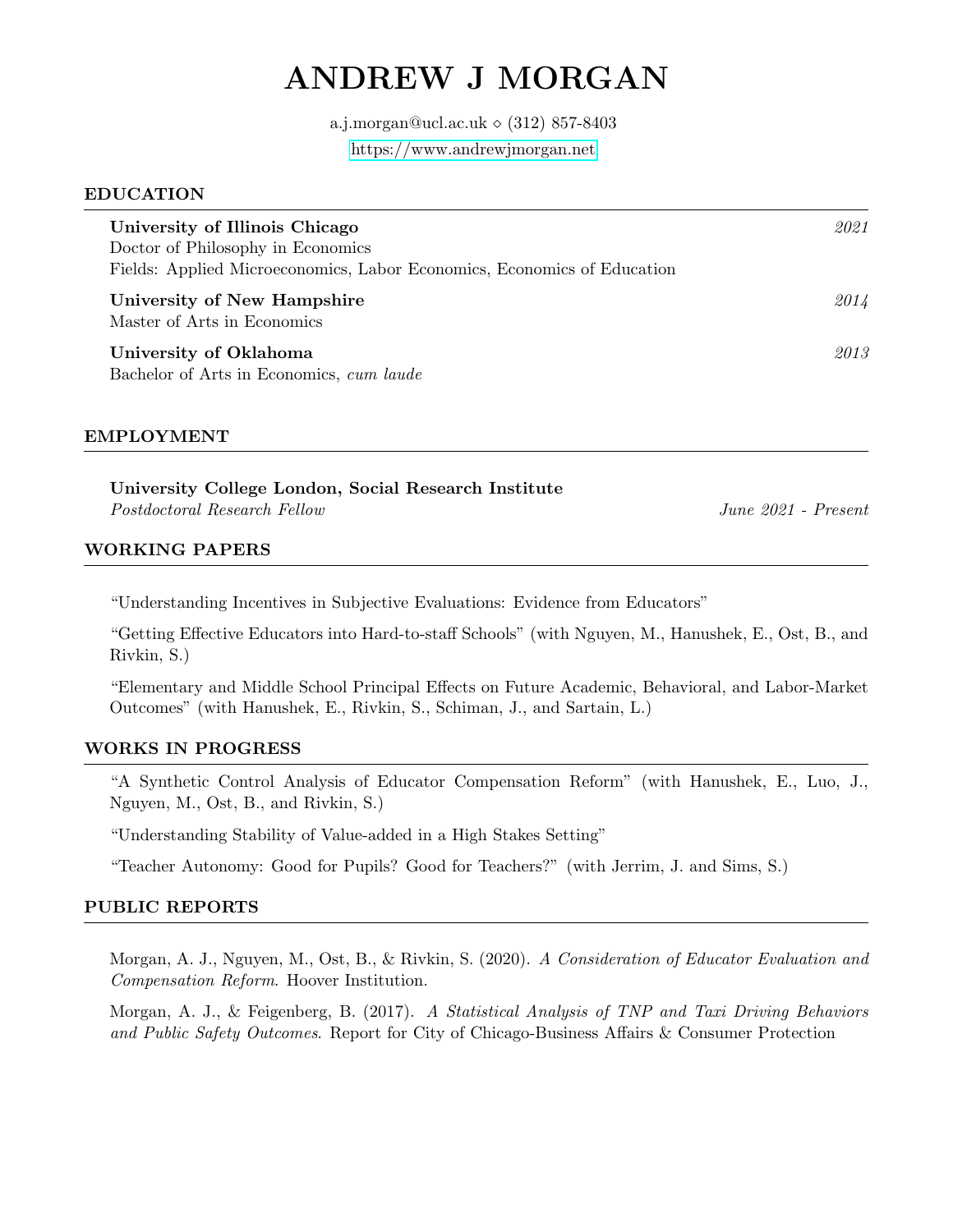# ANDREW J MORGAN

a.j.morgan@ucl.ac.uk ⋄ (312) 857-8403

https://www.andrewjmorgan.net

## EDUCATION

**University of Illinois Chicago** *2021*
Doctor of Philosophy in Economics
Fields: Applied Microeconomics, Labor Economics, Economics of Education

**University of New Hampshire** *2014*
Master of Arts in Economics

**University of Oklahoma** *2013*
Bachelor of Arts in Economics, *cum laude*

## EMPLOYMENT

**University College London, Social Research Institute**
*Postdoctoral Research Fellow* *June 2021 - Present*

## WORKING PAPERS

"Understanding Incentives in Subjective Evaluations: Evidence from Educators"

"Getting Effective Educators into Hard-to-staff Schools" (with Nguyen, M., Hanushek, E., Ost, B., and Rivkin, S.)

"Elementary and Middle School Principal Effects on Future Academic, Behavioral, and Labor-Market Outcomes" (with Hanushek, E., Rivkin, S., Schiman, J., and Sartain, L.)

## WORKS IN PROGRESS

"A Synthetic Control Analysis of Educator Compensation Reform" (with Hanushek, E., Luo, J., Nguyen, M., Ost, B., and Rivkin, S.)

"Understanding Stability of Value-added in a High Stakes Setting"

"Teacher Autonomy: Good for Pupils? Good for Teachers?" (with Jerrim, J. and Sims, S.)

## PUBLIC REPORTS

Morgan, A. J., Nguyen, M., Ost, B., & Rivkin, S. (2020). *A Consideration of Educator Evaluation and Compensation Reform*. Hoover Institution.

Morgan, A. J., & Feigenberg, B. (2017). *A Statistical Analysis of TNP and Taxi Driving Behaviors and Public Safety Outcomes*. Report for City of Chicago-Business Affairs & Consumer Protection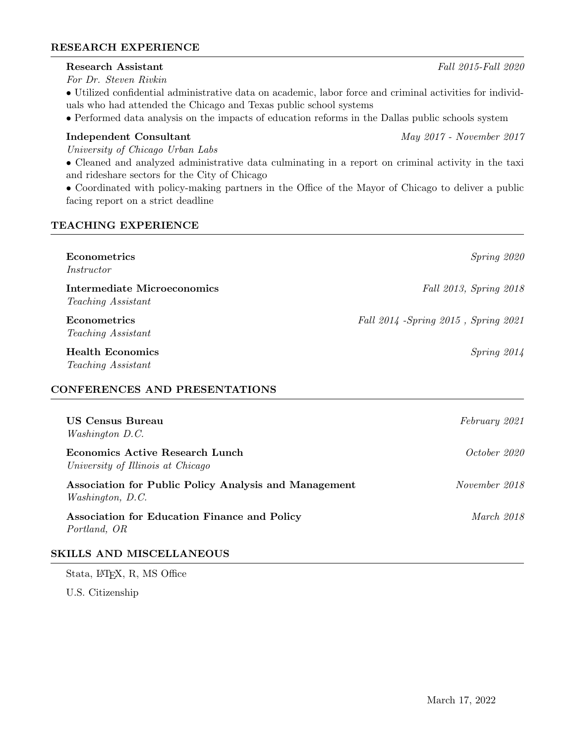## RESEARCH EXPERIENCE

**Research Assistant** *Fall 2015-Fall 2020*
*For Dr. Steven Rivkin*

- Utilized confidential administrative data on academic, labor force and criminal activities for individuals who had attended the Chicago and Texas public school systems
- Performed data analysis on the impacts of education reforms in the Dallas public schools system

**Independent Consultant** *May 2017 - November 2017*
*University of Chicago Urban Labs*

- Cleaned and analyzed administrative data culminating in a report on criminal activity in the taxi and rideshare sectors for the City of Chicago
- Coordinated with policy-making partners in the Office of the Mayor of Chicago to deliver a public facing report on a strict deadline

## TEACHING EXPERIENCE

**Econometrics** *Spring 2020*
*Instructor*

**Intermediate Microeconomics** *Fall 2013, Spring 2018*
*Teaching Assistant*

**Econometrics** *Fall 2014 -Spring 2015 , Spring 2021*
*Teaching Assistant*

**Health Economics** *Spring 2014*
*Teaching Assistant*

## CONFERENCES AND PRESENTATIONS

**US Census Bureau** *February 2021*
*Washington D.C.*

**Economics Active Research Lunch** *October 2020*
*University of Illinois at Chicago*

**Association for Public Policy Analysis and Management** *November 2018*
*Washington, D.C.*

**Association for Education Finance and Policy** *March 2018*
*Portland, OR*

## SKILLS AND MISCELLANEOUS

Stata, LaTeX, R, MS Office

U.S. Citizenship

March 17, 2022